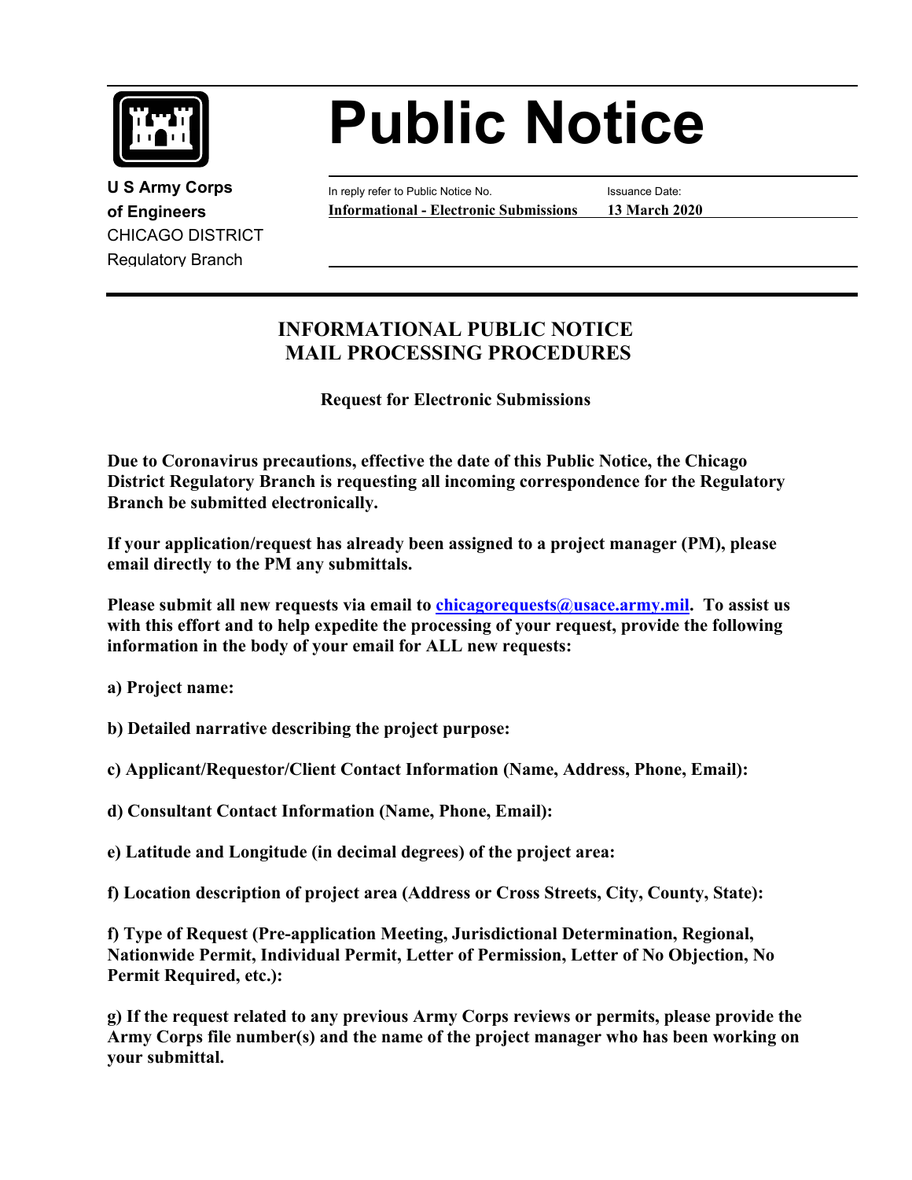# Public Notice

**U S Army Corps of Engineers**
CHICAGO DISTRICT
Regulatory Branch

In reply refer to Public Notice No.
**Informational - Electronic Submissions**

Issuance Date:
**13 March 2020**

## INFORMATIONAL PUBLIC NOTICE MAIL PROCESSING PROCEDURES

**Request for Electronic Submissions**

**Due to Coronavirus precautions, effective the date of this Public Notice, the Chicago District Regulatory Branch is requesting all incoming correspondence for the Regulatory Branch be submitted electronically.**

**If your application/request has already been assigned to a project manager (PM), please email directly to the PM any submittals.**

**Please submit all new requests via email to chicagorequests@usace.army.mil. To assist us with this effort and to help expedite the processing of your request, provide the following information in the body of your email for ALL new requests:**

**a) Project name:**

**b) Detailed narrative describing the project purpose:**

**c) Applicant/Requestor/Client Contact Information (Name, Address, Phone, Email):**

**d) Consultant Contact Information (Name, Phone, Email):**

**e) Latitude and Longitude (in decimal degrees) of the project area:**

**f) Location description of project area (Address or Cross Streets, City, County, State):**

**f) Type of Request (Pre-application Meeting, Jurisdictional Determination, Regional, Nationwide Permit, Individual Permit, Letter of Permission, Letter of No Objection, No Permit Required, etc.):**

**g) If the request related to any previous Army Corps reviews or permits, please provide the Army Corps file number(s) and the name of the project manager who has been working on your submittal.**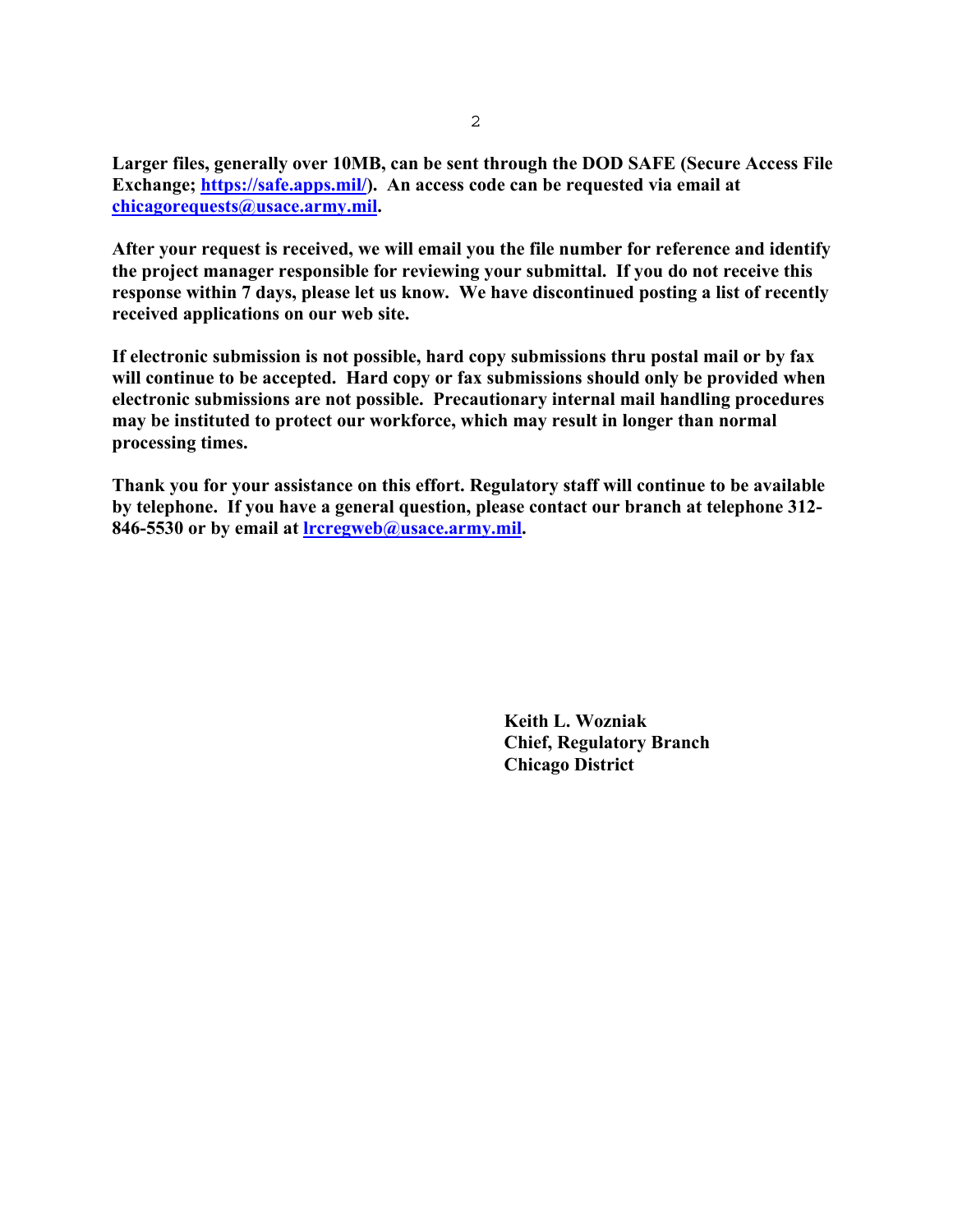**Larger files, generally over 10MB, can be sent through the DOD SAFE (Secure Access File Exchange; https://safe.apps.mil/). An access code can be requested via email at chicagorequests@usace.army.mil.**

**After your request is received, we will email you the file number for reference and identify the project manager responsible for reviewing your submittal. If you do not receive this response within 7 days, please let us know. We have discontinued posting a list of recently received applications on our web site.**

**If electronic submission is not possible, hard copy submissions thru postal mail or by fax will continue to be accepted. Hard copy or fax submissions should only be provided when electronic submissions are not possible. Precautionary internal mail handling procedures may be instituted to protect our workforce, which may result in longer than normal processing times.**

**Thank you for your assistance on this effort. Regulatory staff will continue to be available by telephone. If you have a general question, please contact our branch at telephone 312-846-5530 or by email at lrcregweb@usace.army.mil.**

**Keith L. Wozniak**
**Chief, Regulatory Branch**
**Chicago District**